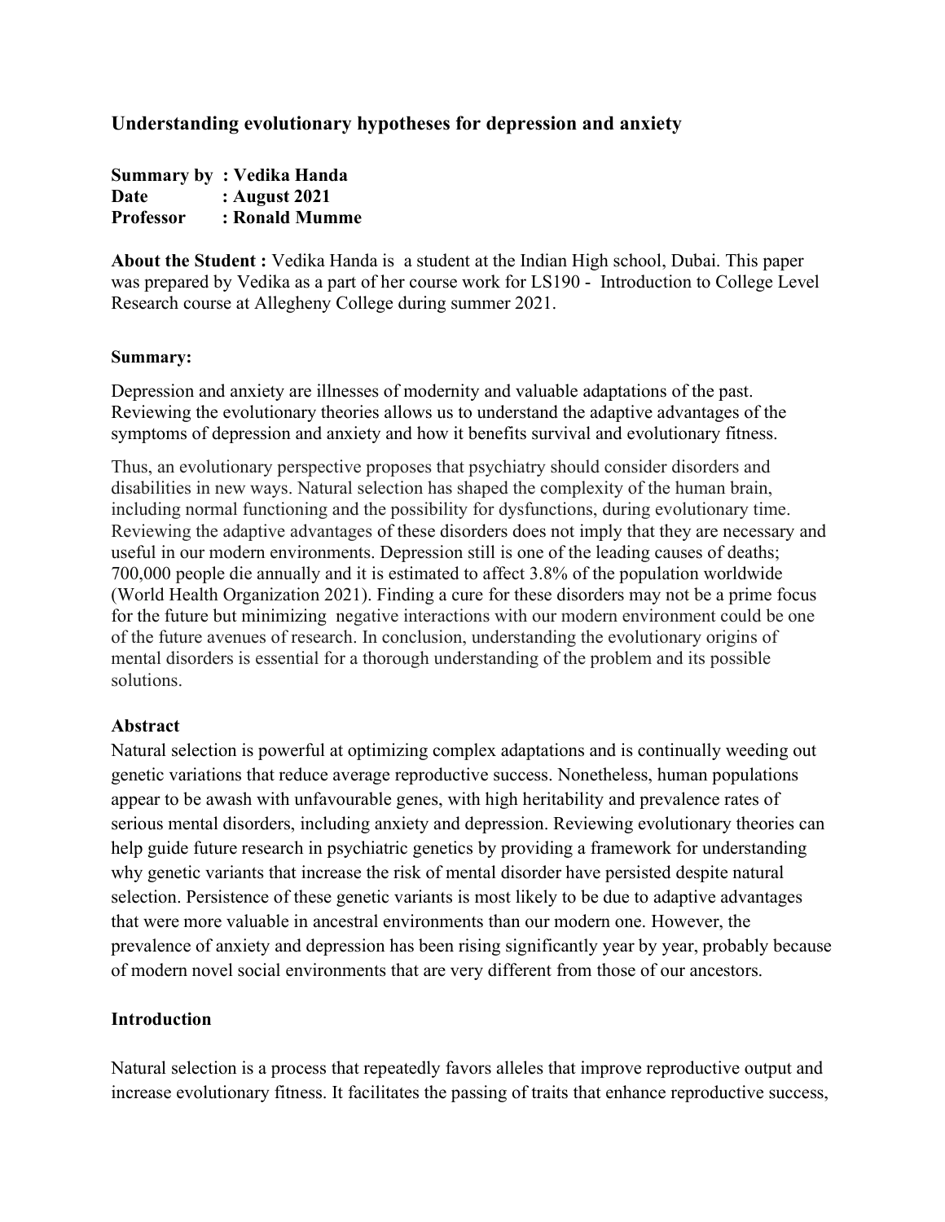## Understanding evolutionary hypotheses for depression and anxiety

**Summary by : Vedika Handa**
**Date : August 2021**
**Professor : Ronald Mumme**

**About the Student :** Vedika Handa is a student at the Indian High school, Dubai. This paper was prepared by Vedika as a part of her course work for LS190 - Introduction to College Level Research course at Allegheny College during summer 2021.

**Summary:**

Depression and anxiety are illnesses of modernity and valuable adaptations of the past. Reviewing the evolutionary theories allows us to understand the adaptive advantages of the symptoms of depression and anxiety and how it benefits survival and evolutionary fitness.

Thus, an evolutionary perspective proposes that psychiatry should consider disorders and disabilities in new ways. Natural selection has shaped the complexity of the human brain, including normal functioning and the possibility for dysfunctions, during evolutionary time. Reviewing the adaptive advantages of these disorders does not imply that they are necessary and useful in our modern environments. Depression still is one of the leading causes of deaths; 700,000 people die annually and it is estimated to affect 3.8% of the population worldwide (World Health Organization 2021). Finding a cure for these disorders may not be a prime focus for the future but minimizing negative interactions with our modern environment could be one of the future avenues of research. In conclusion, understanding the evolutionary origins of mental disorders is essential for a thorough understanding of the problem and its possible solutions.

### Abstract

Natural selection is powerful at optimizing complex adaptations and is continually weeding out genetic variations that reduce average reproductive success. Nonetheless, human populations appear to be awash with unfavourable genes, with high heritability and prevalence rates of serious mental disorders, including anxiety and depression. Reviewing evolutionary theories can help guide future research in psychiatric genetics by providing a framework for understanding why genetic variants that increase the risk of mental disorder have persisted despite natural selection. Persistence of these genetic variants is most likely to be due to adaptive advantages that were more valuable in ancestral environments than our modern one. However, the prevalence of anxiety and depression has been rising significantly year by year, probably because of modern novel social environments that are very different from those of our ancestors.

### Introduction

Natural selection is a process that repeatedly favors alleles that improve reproductive output and increase evolutionary fitness. It facilitates the passing of traits that enhance reproductive success,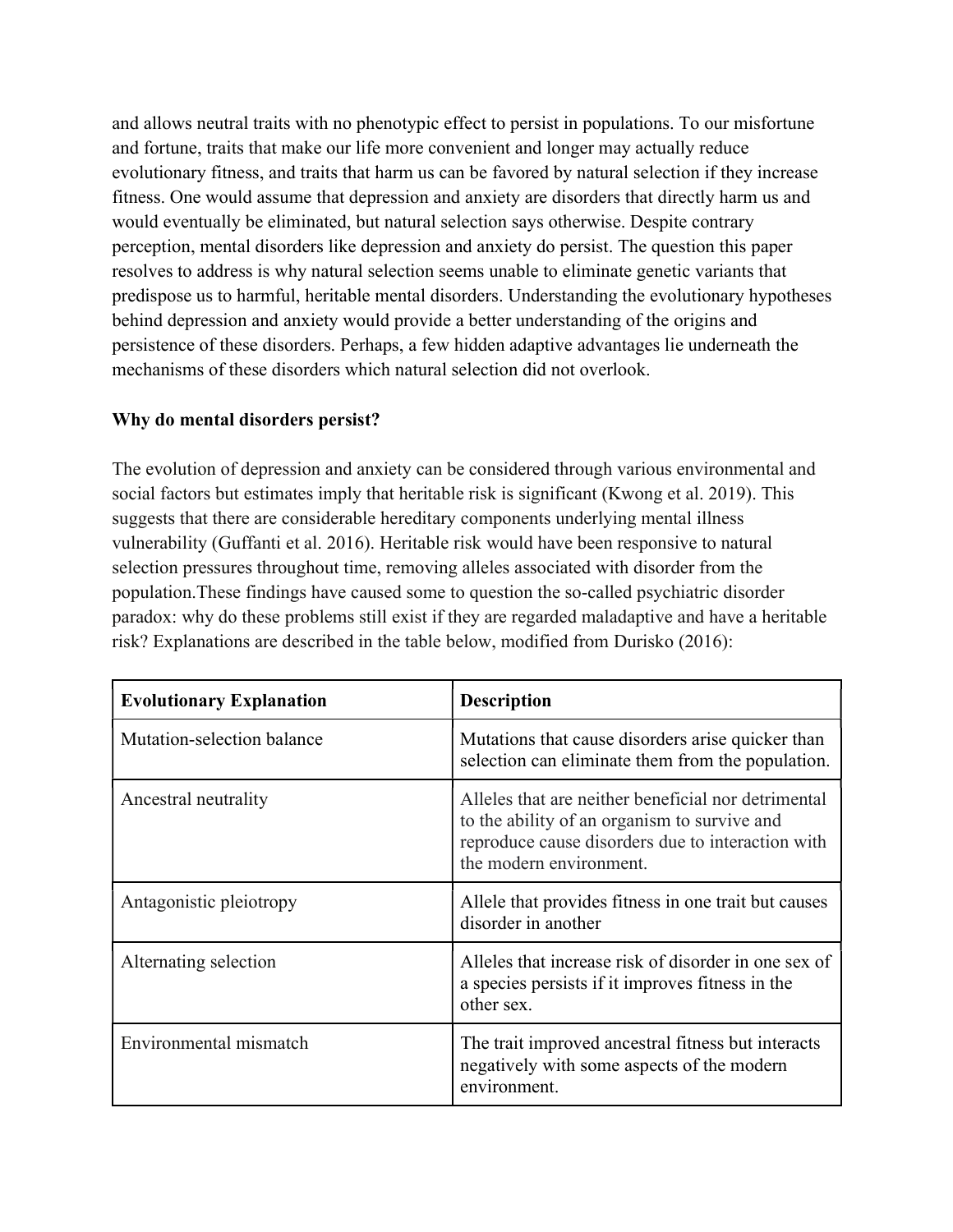and allows neutral traits with no phenotypic effect to persist in populations. To our misfortune and fortune, traits that make our life more convenient and longer may actually reduce evolutionary fitness, and traits that harm us can be favored by natural selection if they increase fitness. One would assume that depression and anxiety are disorders that directly harm us and would eventually be eliminated, but natural selection says otherwise. Despite contrary perception, mental disorders like depression and anxiety do persist. The question this paper resolves to address is why natural selection seems unable to eliminate genetic variants that predispose us to harmful, heritable mental disorders. Understanding the evolutionary hypotheses behind depression and anxiety would provide a better understanding of the origins and persistence of these disorders. Perhaps, a few hidden adaptive advantages lie underneath the mechanisms of these disorders which natural selection did not overlook.

**Why do mental disorders persist?**

The evolution of depression and anxiety can be considered through various environmental and social factors but estimates imply that heritable risk is significant (Kwong et al. 2019). This suggests that there are considerable hereditary components underlying mental illness vulnerability (Guffanti et al. 2016). Heritable risk would have been responsive to natural selection pressures throughout time, removing alleles associated with disorder from the population.These findings have caused some to question the so-called psychiatric disorder paradox: why do these problems still exist if they are regarded maladaptive and have a heritable risk? Explanations are described in the table below, modified from Durisko (2016):

| **Evolutionary Explanation** | **Description** |
|---|---|
| Mutation-selection balance | Mutations that cause disorders arise quicker than selection can eliminate them from the population. |
| Ancestral neutrality | Alleles that are neither beneficial nor detrimental to the ability of an organism to survive and reproduce cause disorders due to interaction with the modern environment. |
| Antagonistic pleiotropy | Allele that provides fitness in one trait but causes disorder in another |
| Alternating selection | Alleles that increase risk of disorder in one sex of a species persists if it improves fitness in the other sex. |
| Environmental mismatch | The trait improved ancestral fitness but interacts negatively with some aspects of the modern environment. |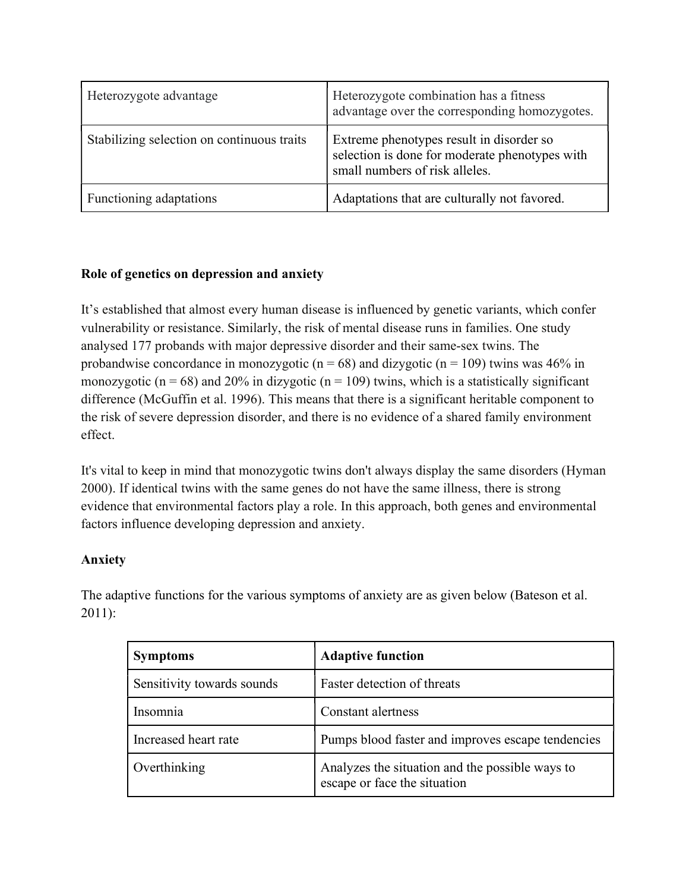| Heterozygote advantage | Heterozygote combination has a fitness advantage over the corresponding homozygotes. |
|---|---|
| Stabilizing selection on continuous traits | Extreme phenotypes result in disorder so selection is done for moderate phenotypes with small numbers of risk alleles. |
| Functioning adaptations | Adaptations that are culturally not favored. |

**Role of genetics on depression and anxiety**

It's established that almost every human disease is influenced by genetic variants, which confer vulnerability or resistance. Similarly, the risk of mental disease runs in families. One study analysed 177 probands with major depressive disorder and their same-sex twins. The probandwise concordance in monozygotic (n = 68) and dizygotic (n = 109) twins was 46% in monozygotic (n = 68) and 20% in dizygotic (n = 109) twins, which is a statistically significant difference (McGuffin et al. 1996). This means that there is a significant heritable component to the risk of severe depression disorder, and there is no evidence of a shared family environment effect.

It's vital to keep in mind that monozygotic twins don't always display the same disorders (Hyman 2000). If identical twins with the same genes do not have the same illness, there is strong evidence that environmental factors play a role. In this approach, both genes and environmental factors influence developing depression and anxiety.

**Anxiety**

The adaptive functions for the various symptoms of anxiety are as given below (Bateson et al. 2011):

| **Symptoms** | **Adaptive function** |
|---|---|
| Sensitivity towards sounds | Faster detection of threats |
| Insomnia | Constant alertness |
| Increased heart rate | Pumps blood faster and improves escape tendencies |
| Overthinking | Analyzes the situation and the possible ways to escape or face the situation |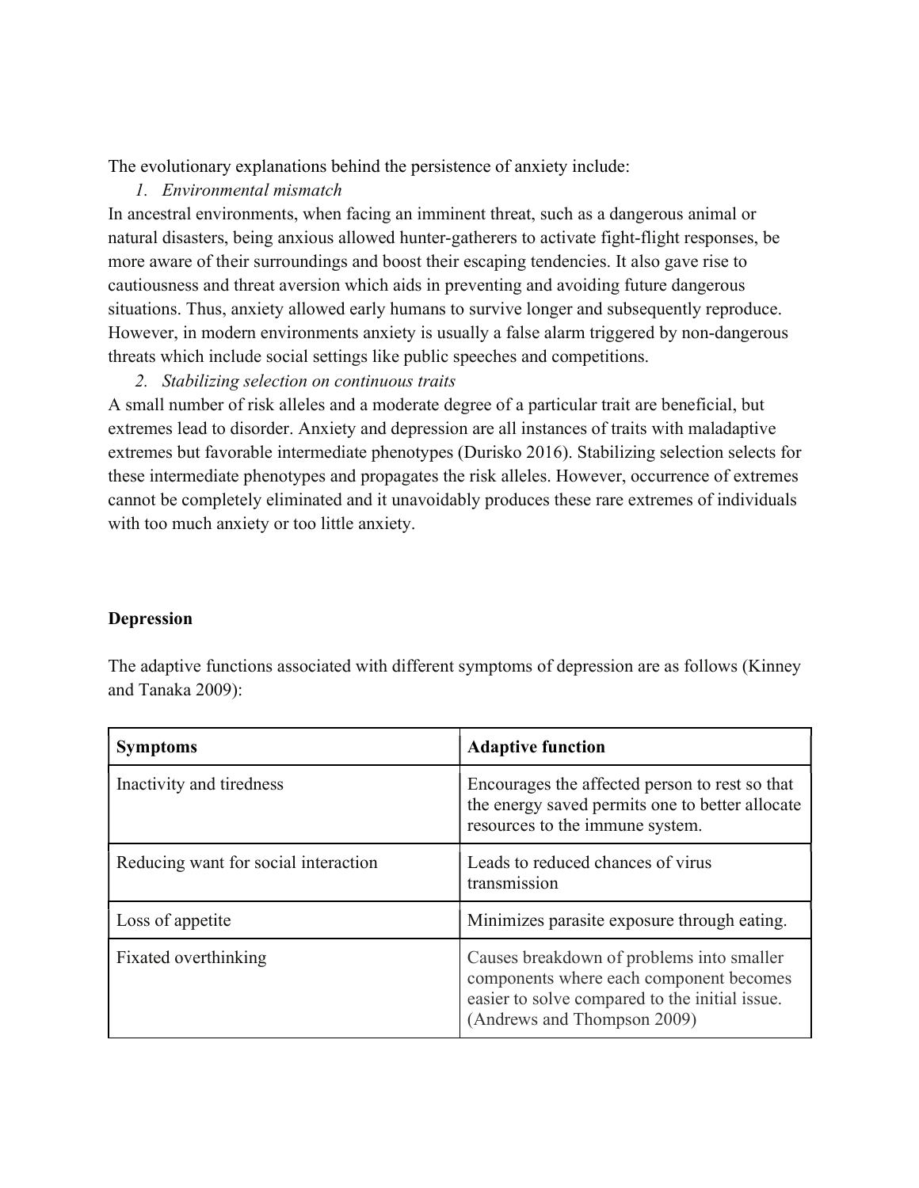The evolutionary explanations behind the persistence of anxiety include:

1. *Environmental mismatch*

In ancestral environments, when facing an imminent threat, such as a dangerous animal or natural disasters, being anxious allowed hunter-gatherers to activate fight-flight responses, be more aware of their surroundings and boost their escaping tendencies. It also gave rise to cautiousness and threat aversion which aids in preventing and avoiding future dangerous situations. Thus, anxiety allowed early humans to survive longer and subsequently reproduce. However, in modern environments anxiety is usually a false alarm triggered by non-dangerous threats which include social settings like public speeches and competitions.

2. *Stabilizing selection on continuous traits*

A small number of risk alleles and a moderate degree of a particular trait are beneficial, but extremes lead to disorder. Anxiety and depression are all instances of traits with maladaptive extremes but favorable intermediate phenotypes (Durisko 2016). Stabilizing selection selects for these intermediate phenotypes and propagates the risk alleles. However, occurrence of extremes cannot be completely eliminated and it unavoidably produces these rare extremes of individuals with too much anxiety or too little anxiety.

**Depression**

The adaptive functions associated with different symptoms of depression are as follows (Kinney and Tanaka 2009):

| **Symptoms** | **Adaptive function** |
| --- | --- |
| Inactivity and tiredness | Encourages the affected person to rest so that the energy saved permits one to better allocate resources to the immune system. |
| Reducing want for social interaction | Leads to reduced chances of virus transmission |
| Loss of appetite | Minimizes parasite exposure through eating. |
| Fixated overthinking | Causes breakdown of problems into smaller components where each component becomes easier to solve compared to the initial issue. (Andrews and Thompson 2009) |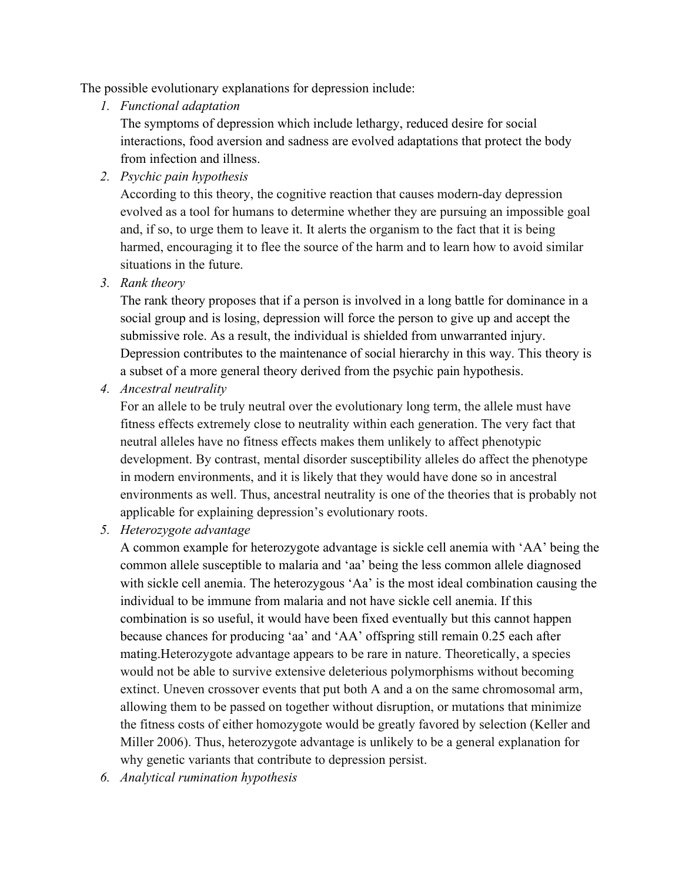The possible evolutionary explanations for depression include:

1. *Functional adaptation*

   The symptoms of depression which include lethargy, reduced desire for social interactions, food aversion and sadness are evolved adaptations that protect the body from infection and illness.

2. *Psychic pain hypothesis*

   According to this theory, the cognitive reaction that causes modern-day depression evolved as a tool for humans to determine whether they are pursuing an impossible goal and, if so, to urge them to leave it. It alerts the organism to the fact that it is being harmed, encouraging it to flee the source of the harm and to learn how to avoid similar situations in the future.

3. *Rank theory*

   The rank theory proposes that if a person is involved in a long battle for dominance in a social group and is losing, depression will force the person to give up and accept the submissive role. As a result, the individual is shielded from unwarranted injury. Depression contributes to the maintenance of social hierarchy in this way. This theory is a subset of a more general theory derived from the psychic pain hypothesis.

4. *Ancestral neutrality*

   For an allele to be truly neutral over the evolutionary long term, the allele must have fitness effects extremely close to neutrality within each generation. The very fact that neutral alleles have no fitness effects makes them unlikely to affect phenotypic development. By contrast, mental disorder susceptibility alleles do affect the phenotype in modern environments, and it is likely that they would have done so in ancestral environments as well. Thus, ancestral neutrality is one of the theories that is probably not applicable for explaining depression's evolutionary roots.

5. *Heterozygote advantage*

   A common example for heterozygote advantage is sickle cell anemia with 'AA' being the common allele susceptible to malaria and 'aa' being the less common allele diagnosed with sickle cell anemia. The heterozygous 'Aa' is the most ideal combination causing the individual to be immune from malaria and not have sickle cell anemia. If this combination is so useful, it would have been fixed eventually but this cannot happen because chances for producing 'aa' and 'AA' offspring still remain 0.25 each after mating.Heterozygote advantage appears to be rare in nature. Theoretically, a species would not be able to survive extensive deleterious polymorphisms without becoming extinct. Uneven crossover events that put both A and a on the same chromosomal arm, allowing them to be passed on together without disruption, or mutations that minimize the fitness costs of either homozygote would be greatly favored by selection (Keller and Miller 2006). Thus, heterozygote advantage is unlikely to be a general explanation for why genetic variants that contribute to depression persist.

6. *Analytical rumination hypothesis*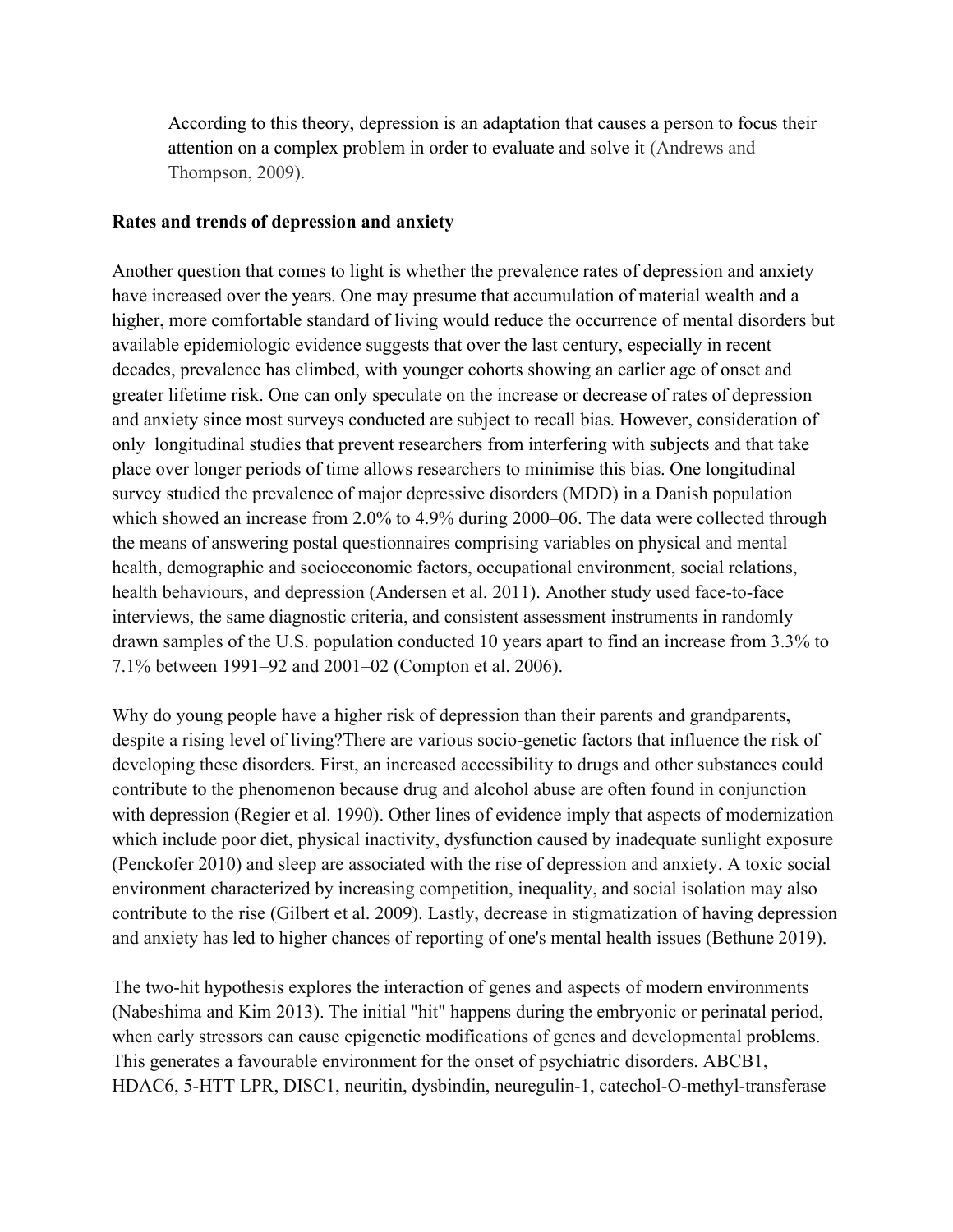According to this theory, depression is an adaptation that causes a person to focus their attention on a complex problem in order to evaluate and solve it (Andrews and Thompson, 2009).

**Rates and trends of depression and anxiety**

Another question that comes to light is whether the prevalence rates of depression and anxiety have increased over the years. One may presume that accumulation of material wealth and a higher, more comfortable standard of living would reduce the occurrence of mental disorders but available epidemiologic evidence suggests that over the last century, especially in recent decades, prevalence has climbed, with younger cohorts showing an earlier age of onset and greater lifetime risk. One can only speculate on the increase or decrease of rates of depression and anxiety since most surveys conducted are subject to recall bias. However, consideration of only longitudinal studies that prevent researchers from interfering with subjects and that take place over longer periods of time allows researchers to minimise this bias. One longitudinal survey studied the prevalence of major depressive disorders (MDD) in a Danish population which showed an increase from 2.0% to 4.9% during 2000–06. The data were collected through the means of answering postal questionnaires comprising variables on physical and mental health, demographic and socioeconomic factors, occupational environment, social relations, health behaviours, and depression (Andersen et al. 2011). Another study used face-to-face interviews, the same diagnostic criteria, and consistent assessment instruments in randomly drawn samples of the U.S. population conducted 10 years apart to find an increase from 3.3% to 7.1% between 1991–92 and 2001–02 (Compton et al. 2006).

Why do young people have a higher risk of depression than their parents and grandparents, despite a rising level of living?There are various socio-genetic factors that influence the risk of developing these disorders. First, an increased accessibility to drugs and other substances could contribute to the phenomenon because drug and alcohol abuse are often found in conjunction with depression (Regier et al. 1990). Other lines of evidence imply that aspects of modernization which include poor diet, physical inactivity, dysfunction caused by inadequate sunlight exposure (Penckofer 2010) and sleep are associated with the rise of depression and anxiety. A toxic social environment characterized by increasing competition, inequality, and social isolation may also contribute to the rise (Gilbert et al. 2009). Lastly, decrease in stigmatization of having depression and anxiety has led to higher chances of reporting of one's mental health issues (Bethune 2019).

The two-hit hypothesis explores the interaction of genes and aspects of modern environments (Nabeshima and Kim 2013). The initial "hit" happens during the embryonic or perinatal period, when early stressors can cause epigenetic modifications of genes and developmental problems. This generates a favourable environment for the onset of psychiatric disorders. ABCB1, HDAC6, 5-HTT LPR, DISC1, neuritin, dysbindin, neuregulin-1, catechol-O-methyl-transferase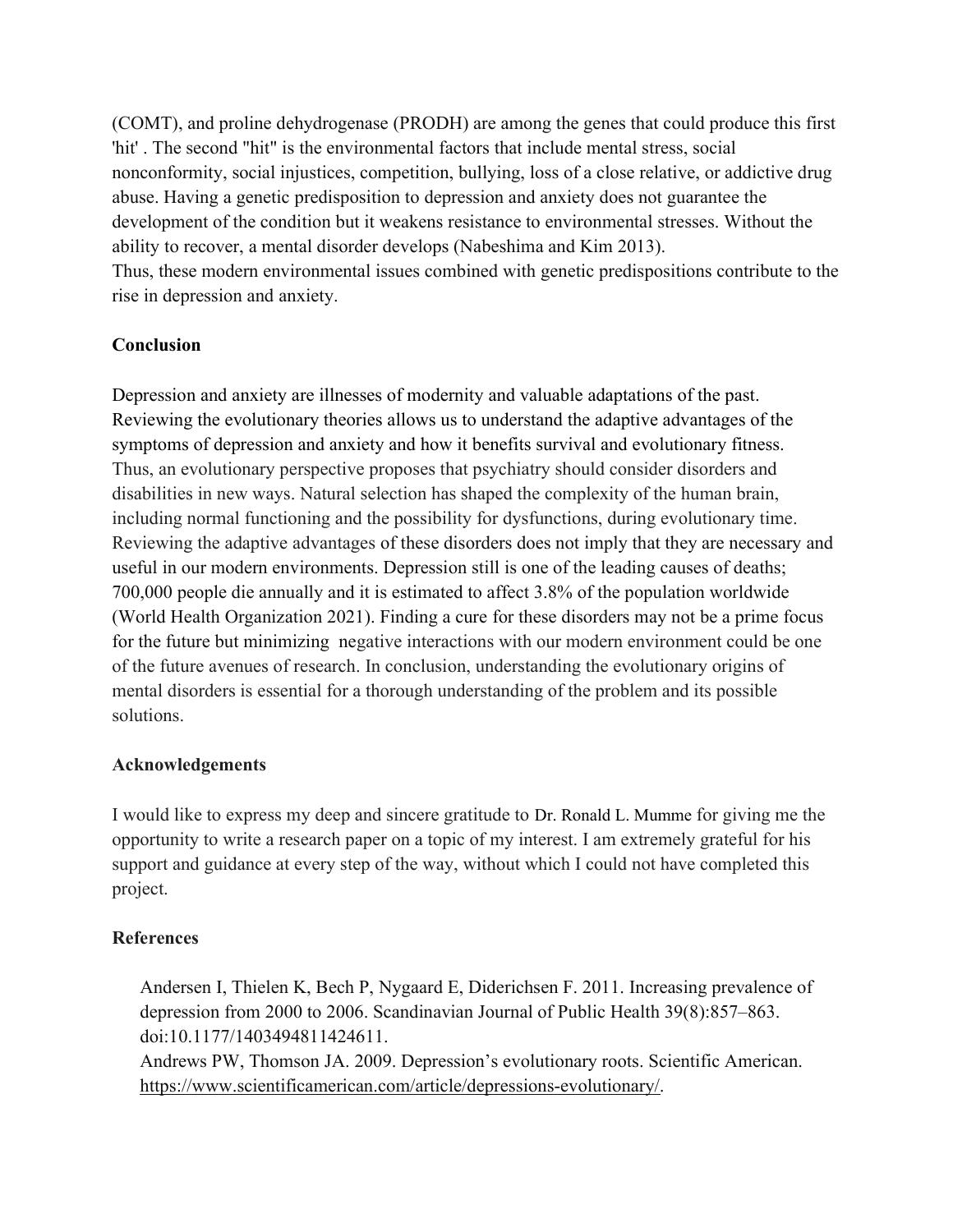(COMT), and proline dehydrogenase (PRODH) are among the genes that could produce this first 'hit' . The second "hit" is the environmental factors that include mental stress, social nonconformity, social injustices, competition, bullying, loss of a close relative, or addictive drug abuse. Having a genetic predisposition to depression and anxiety does not guarantee the development of the condition but it weakens resistance to environmental stresses. Without the ability to recover, a mental disorder develops (Nabeshima and Kim 2013).
Thus, these modern environmental issues combined with genetic predispositions contribute to the rise in depression and anxiety.

## Conclusion

Depression and anxiety are illnesses of modernity and valuable adaptations of the past. Reviewing the evolutionary theories allows us to understand the adaptive advantages of the symptoms of depression and anxiety and how it benefits survival and evolutionary fitness. Thus, an evolutionary perspective proposes that psychiatry should consider disorders and disabilities in new ways. Natural selection has shaped the complexity of the human brain, including normal functioning and the possibility for dysfunctions, during evolutionary time. Reviewing the adaptive advantages of these disorders does not imply that they are necessary and useful in our modern environments. Depression still is one of the leading causes of deaths; 700,000 people die annually and it is estimated to affect 3.8% of the population worldwide (World Health Organization 2021). Finding a cure for these disorders may not be a prime focus for the future but minimizing negative interactions with our modern environment could be one of the future avenues of research. In conclusion, understanding the evolutionary origins of mental disorders is essential for a thorough understanding of the problem and its possible solutions.

## Acknowledgements

I would like to express my deep and sincere gratitude to Dr. Ronald L. Mumme for giving me the opportunity to write a research paper on a topic of my interest. I am extremely grateful for his support and guidance at every step of the way, without which I could not have completed this project.

## References

Andersen I, Thielen K, Bech P, Nygaard E, Diderichsen F. 2011. Increasing prevalence of depression from 2000 to 2006. Scandinavian Journal of Public Health 39(8):857–863. doi:10.1177/1403494811424611.

Andrews PW, Thomson JA. 2009. Depression's evolutionary roots. Scientific American. https://www.scientificamerican.com/article/depressions-evolutionary/.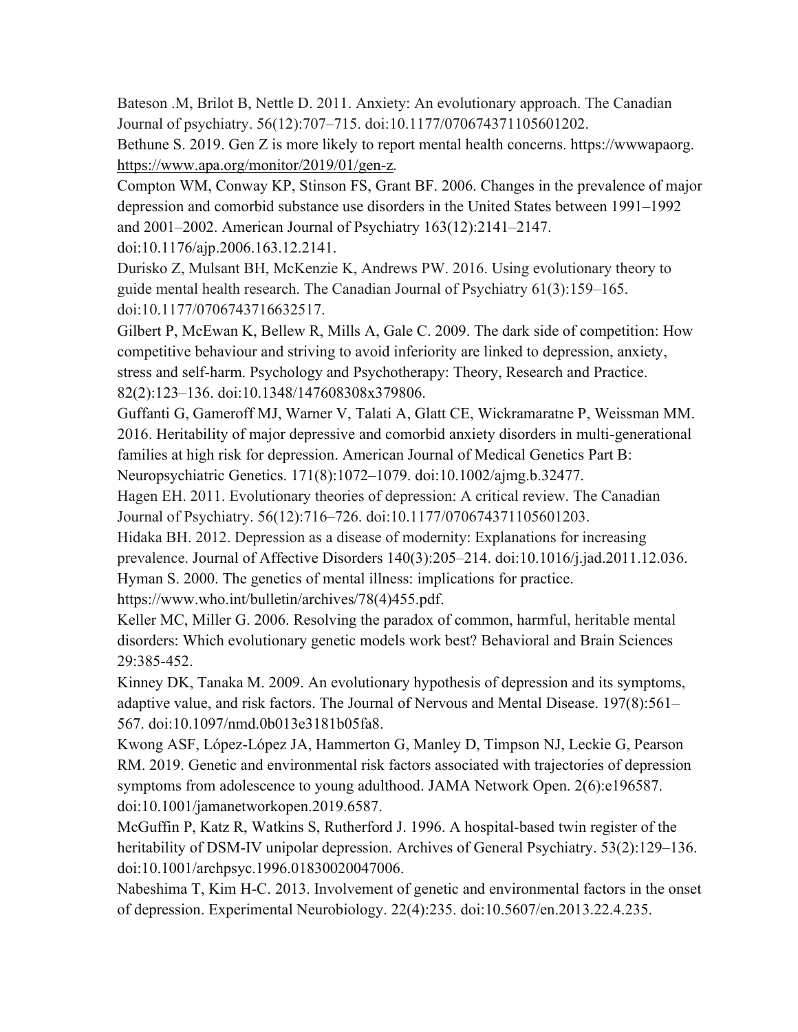Bateson .M, Brilot B, Nettle D. 2011. Anxiety: An evolutionary approach. The Canadian Journal of psychiatry. 56(12):707–715. doi:10.1177/070674371105601202.

Bethune S. 2019. Gen Z is more likely to report mental health concerns. https://wwwapaorg. https://www.apa.org/monitor/2019/01/gen-z.

Compton WM, Conway KP, Stinson FS, Grant BF. 2006. Changes in the prevalence of major depression and comorbid substance use disorders in the United States between 1991–1992 and 2001–2002. American Journal of Psychiatry 163(12):2141–2147. doi:10.1176/ajp.2006.163.12.2141.

Durisko Z, Mulsant BH, McKenzie K, Andrews PW. 2016. Using evolutionary theory to guide mental health research. The Canadian Journal of Psychiatry 61(3):159–165. doi:10.1177/0706743716632517.

Gilbert P, McEwan K, Bellew R, Mills A, Gale C. 2009. The dark side of competition: How competitive behaviour and striving to avoid inferiority are linked to depression, anxiety, stress and self-harm. Psychology and Psychotherapy: Theory, Research and Practice. 82(2):123–136. doi:10.1348/147608308x379806.

Guffanti G, Gameroff MJ, Warner V, Talati A, Glatt CE, Wickramaratne P, Weissman MM. 2016. Heritability of major depressive and comorbid anxiety disorders in multi-generational families at high risk for depression. American Journal of Medical Genetics Part B: Neuropsychiatric Genetics. 171(8):1072–1079. doi:10.1002/ajmg.b.32477.

Hagen EH. 2011. Evolutionary theories of depression: A critical review. The Canadian Journal of Psychiatry. 56(12):716–726. doi:10.1177/070674371105601203.

Hidaka BH. 2012. Depression as a disease of modernity: Explanations for increasing prevalence. Journal of Affective Disorders 140(3):205–214. doi:10.1016/j.jad.2011.12.036.

Hyman S. 2000. The genetics of mental illness: implications for practice. https://www.who.int/bulletin/archives/78(4)455.pdf.

Keller MC, Miller G. 2006. Resolving the paradox of common, harmful, heritable mental disorders: Which evolutionary genetic models work best? Behavioral and Brain Sciences 29:385-452.

Kinney DK, Tanaka M. 2009. An evolutionary hypothesis of depression and its symptoms, adaptive value, and risk factors. The Journal of Nervous and Mental Disease. 197(8):561–567. doi:10.1097/nmd.0b013e3181b05fa8.

Kwong ASF, López-López JA, Hammerton G, Manley D, Timpson NJ, Leckie G, Pearson RM. 2019. Genetic and environmental risk factors associated with trajectories of depression symptoms from adolescence to young adulthood. JAMA Network Open. 2(6):e196587. doi:10.1001/jamanetworkopen.2019.6587.

McGuffin P, Katz R, Watkins S, Rutherford J. 1996. A hospital-based twin register of the heritability of DSM-IV unipolar depression. Archives of General Psychiatry. 53(2):129–136. doi:10.1001/archpsyc.1996.01830020047006.

Nabeshima T, Kim H-C. 2013. Involvement of genetic and environmental factors in the onset of depression. Experimental Neurobiology. 22(4):235. doi:10.5607/en.2013.22.4.235.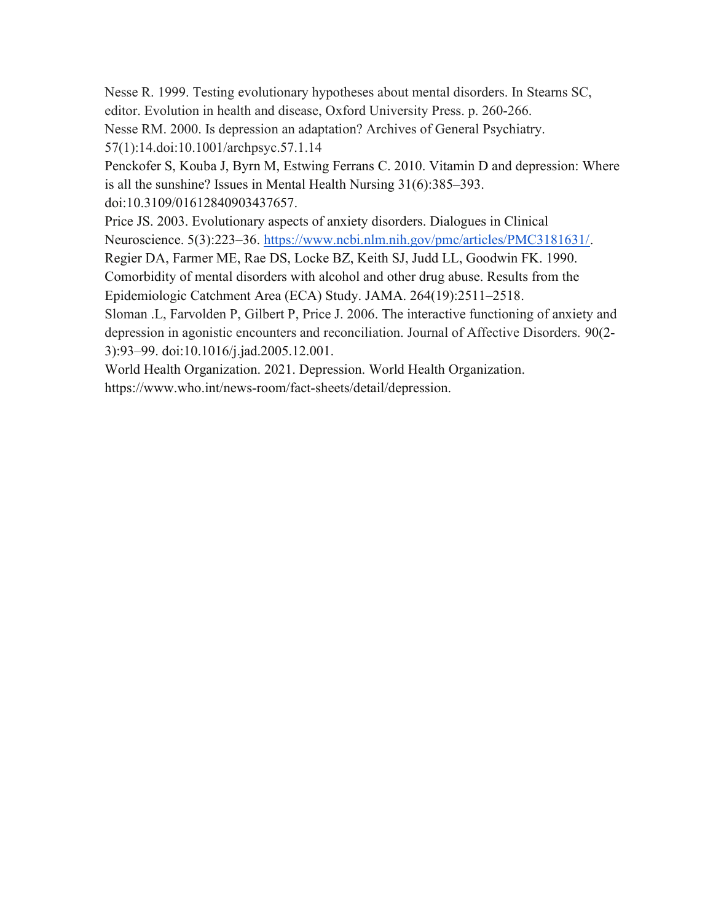Nesse R. 1999. Testing evolutionary hypotheses about mental disorders. In Stearns SC, editor. Evolution in health and disease, Oxford University Press. p. 260-266.

Nesse RM. 2000. Is depression an adaptation? Archives of General Psychiatry. 57(1):14.doi:10.1001/archpsyc.57.1.14

Penckofer S, Kouba J, Byrn M, Estwing Ferrans C. 2010. Vitamin D and depression: Where is all the sunshine? Issues in Mental Health Nursing 31(6):385–393. doi:10.3109/01612840903437657.

Price JS. 2003. Evolutionary aspects of anxiety disorders. Dialogues in Clinical Neuroscience. 5(3):223–36. https://www.ncbi.nlm.nih.gov/pmc/articles/PMC3181631/.

Regier DA, Farmer ME, Rae DS, Locke BZ, Keith SJ, Judd LL, Goodwin FK. 1990. Comorbidity of mental disorders with alcohol and other drug abuse. Results from the Epidemiologic Catchment Area (ECA) Study. JAMA. 264(19):2511–2518.

Sloman .L, Farvolden P, Gilbert P, Price J. 2006. The interactive functioning of anxiety and depression in agonistic encounters and reconciliation. Journal of Affective Disorders. 90(2-3):93–99. doi:10.1016/j.jad.2005.12.001.

World Health Organization. 2021. Depression. World Health Organization. https://www.who.int/news-room/fact-sheets/detail/depression.